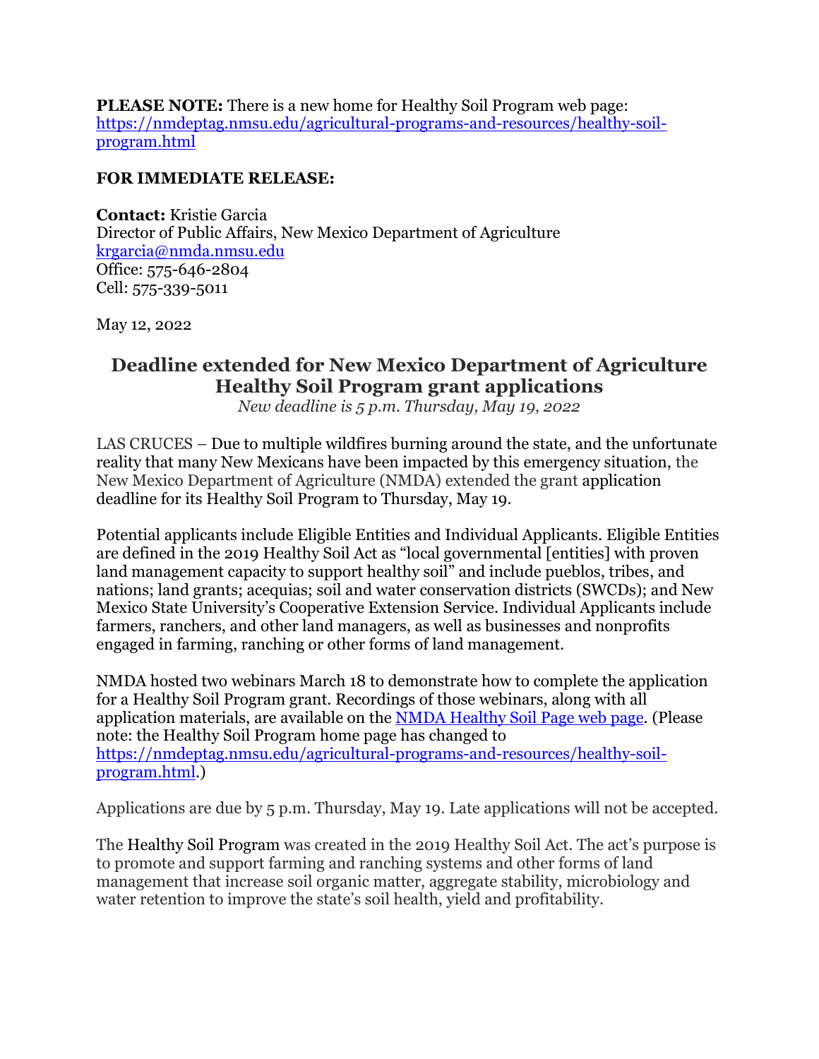**PLEASE NOTE:** There is a new home for Healthy Soil Program web page: [https://nmdeptag.nmsu.edu/agricultural-programs-and-resources/healthy-soil-program.html](https://nmdeptag.nmsu.edu/agricultural-programs-and-resources/healthy-soil-program.html)

**FOR IMMEDIATE RELEASE:**

**Contact:** Kristie Garcia
Director of Public Affairs, New Mexico Department of Agriculture
[krgarcia@nmda.nmsu.edu](mailto:krgarcia@nmda.nmsu.edu)
Office: 575-646-2804
Cell: 575-339-5011

May 12, 2022

# Deadline extended for New Mexico Department of Agriculture Healthy Soil Program grant applications

*New deadline is 5 p.m. Thursday, May 19, 2022*

LAS CRUCES – Due to multiple wildfires burning around the state, and the unfortunate reality that many New Mexicans have been impacted by this emergency situation, the New Mexico Department of Agriculture (NMDA) extended the grant application deadline for its Healthy Soil Program to Thursday, May 19.

Potential applicants include Eligible Entities and Individual Applicants. Eligible Entities are defined in the 2019 Healthy Soil Act as "local governmental [entities] with proven land management capacity to support healthy soil" and include pueblos, tribes, and nations; land grants; acequias; soil and water conservation districts (SWCDs); and New Mexico State University's Cooperative Extension Service. Individual Applicants include farmers, ranchers, and other land managers, as well as businesses and nonprofits engaged in farming, ranching or other forms of land management.

NMDA hosted two webinars March 18 to demonstrate how to complete the application for a Healthy Soil Program grant. Recordings of those webinars, along with all application materials, are available on the NMDA Healthy Soil Page web page. (Please note: the Healthy Soil Program home page has changed to [https://nmdeptag.nmsu.edu/agricultural-programs-and-resources/healthy-soil-program.html](https://nmdeptag.nmsu.edu/agricultural-programs-and-resources/healthy-soil-program.html).)

Applications are due by 5 p.m. Thursday, May 19. Late applications will not be accepted.

The Healthy Soil Program was created in the 2019 Healthy Soil Act. The act's purpose is to promote and support farming and ranching systems and other forms of land management that increase soil organic matter, aggregate stability, microbiology and water retention to improve the state's soil health, yield and profitability.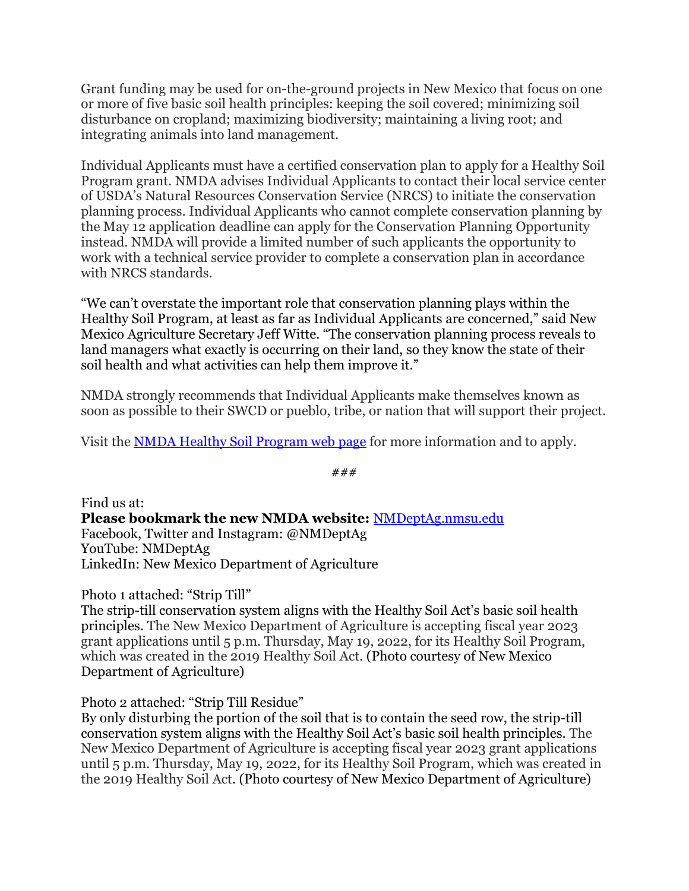Grant funding may be used for on-the-ground projects in New Mexico that focus on one or more of five basic soil health principles: keeping the soil covered; minimizing soil disturbance on cropland; maximizing biodiversity; maintaining a living root; and integrating animals into land management.

Individual Applicants must have a certified conservation plan to apply for a Healthy Soil Program grant. NMDA advises Individual Applicants to contact their local service center of USDA's Natural Resources Conservation Service (NRCS) to initiate the conservation planning process. Individual Applicants who cannot complete conservation planning by the May 12 application deadline can apply for the Conservation Planning Opportunity instead. NMDA will provide a limited number of such applicants the opportunity to work with a technical service provider to complete a conservation plan in accordance with NRCS standards.

"We can't overstate the important role that conservation planning plays within the Healthy Soil Program, at least as far as Individual Applicants are concerned," said New Mexico Agriculture Secretary Jeff Witte. "The conservation planning process reveals to land managers what exactly is occurring on their land, so they know the state of their soil health and what activities can help them improve it."

NMDA strongly recommends that Individual Applicants make themselves known as soon as possible to their SWCD or pueblo, tribe, or nation that will support their project.

Visit the [NMDA Healthy Soil Program web page]() for more information and to apply.

*###*

Find us at:
**Please bookmark the new NMDA website:** [NMDeptAg.nmsu.edu]()
Facebook, Twitter and Instagram: @NMDeptAg
YouTube: NMDeptAg
LinkedIn: New Mexico Department of Agriculture

Photo 1 attached: "Strip Till"
The strip-till conservation system aligns with the Healthy Soil Act's basic soil health principles. The New Mexico Department of Agriculture is accepting fiscal year 2023 grant applications until 5 p.m. Thursday, May 19, 2022, for its Healthy Soil Program, which was created in the 2019 Healthy Soil Act. (Photo courtesy of New Mexico Department of Agriculture)

Photo 2 attached: "Strip Till Residue"
By only disturbing the portion of the soil that is to contain the seed row, the strip-till conservation system aligns with the Healthy Soil Act's basic soil health principles. The New Mexico Department of Agriculture is accepting fiscal year 2023 grant applications until 5 p.m. Thursday, May 19, 2022, for its Healthy Soil Program, which was created in the 2019 Healthy Soil Act. (Photo courtesy of New Mexico Department of Agriculture)